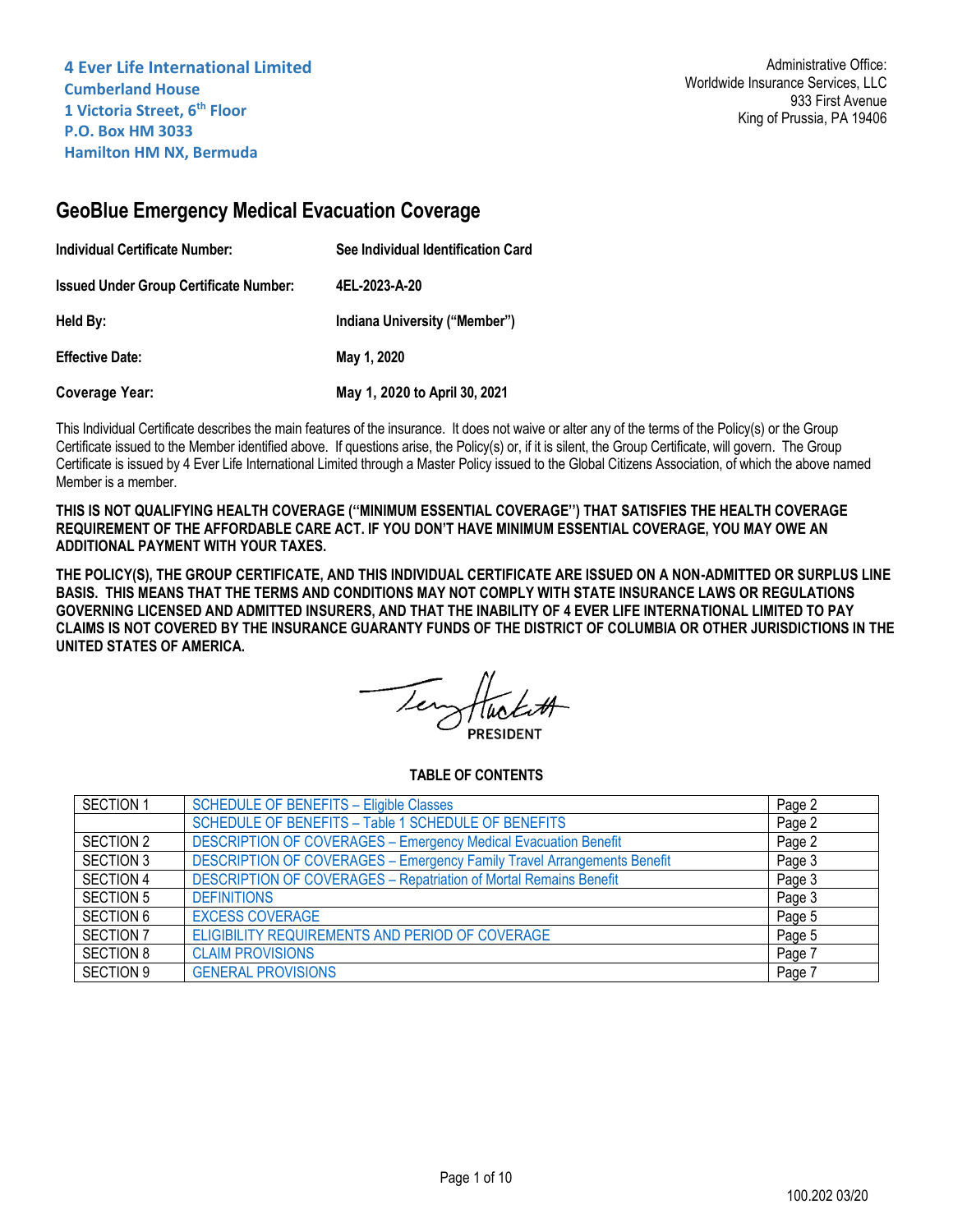**4 Ever Life International Limited**
**Cumberland House**
**1 Victoria Street, 6th Floor**
**P.O. Box HM 3033**
**Hamilton HM NX, Bermuda**

Administrative Office:
Worldwide Insurance Services, LLC
933 First Avenue
King of Prussia, PA 19406

# GeoBlue Emergency Medical Evacuation Coverage

| | |
|---|---|
| **Individual Certificate Number:** | **See Individual Identification Card** |
| **Issued Under Group Certificate Number:** | **4EL-2023-A-20** |
| **Held By:** | **Indiana University ("Member")** |
| **Effective Date:** | **May 1, 2020** |
| **Coverage Year:** | **May 1, 2020 to April 30, 2021** |

This Individual Certificate describes the main features of the insurance. It does not waive or alter any of the terms of the Policy(s) or the Group Certificate issued to the Member identified above. If questions arise, the Policy(s) or, if it is silent, the Group Certificate, will govern. The Group Certificate is issued by 4 Ever Life International Limited through a Master Policy issued to the Global Citizens Association, of which the above named Member is a member.

**THIS IS NOT QUALIFYING HEALTH COVERAGE ("MINIMUM ESSENTIAL COVERAGE") THAT SATISFIES THE HEALTH COVERAGE REQUIREMENT OF THE AFFORDABLE CARE ACT. IF YOU DON'T HAVE MINIMUM ESSENTIAL COVERAGE, YOU MAY OWE AN ADDITIONAL PAYMENT WITH YOUR TAXES.**

**THE POLICY(S), THE GROUP CERTIFICATE, AND THIS INDIVIDUAL CERTIFICATE ARE ISSUED ON A NON-ADMITTED OR SURPLUS LINE BASIS. THIS MEANS THAT THE TERMS AND CONDITIONS MAY NOT COMPLY WITH STATE INSURANCE LAWS OR REGULATIONS GOVERNING LICENSED AND ADMITTED INSURERS, AND THAT THE INABILITY OF 4 EVER LIFE INTERNATIONAL LIMITED TO PAY CLAIMS IS NOT COVERED BY THE INSURANCE GUARANTY FUNDS OF THE DISTRICT OF COLUMBIA OR OTHER JURISDICTIONS IN THE UNITED STATES OF AMERICA.**

PRESIDENT

**TABLE OF CONTENTS**

| | | |
|---|---|---|
| SECTION 1 | SCHEDULE OF BENEFITS – Eligible Classes | Page 2 |
| | SCHEDULE OF BENEFITS – Table 1 SCHEDULE OF BENEFITS | Page 2 |
| SECTION 2 | DESCRIPTION OF COVERAGES – Emergency Medical Evacuation Benefit | Page 2 |
| SECTION 3 | DESCRIPTION OF COVERAGES – Emergency Family Travel Arrangements Benefit | Page 3 |
| SECTION 4 | DESCRIPTION OF COVERAGES – Repatriation of Mortal Remains Benefit | Page 3 |
| SECTION 5 | DEFINITIONS | Page 3 |
| SECTION 6 | EXCESS COVERAGE | Page 5 |
| SECTION 7 | ELIGIBILITY REQUIREMENTS AND PERIOD OF COVERAGE | Page 5 |
| SECTION 8 | CLAIM PROVISIONS | Page 7 |
| SECTION 9 | GENERAL PROVISIONS | Page 7 |

100.202 03/20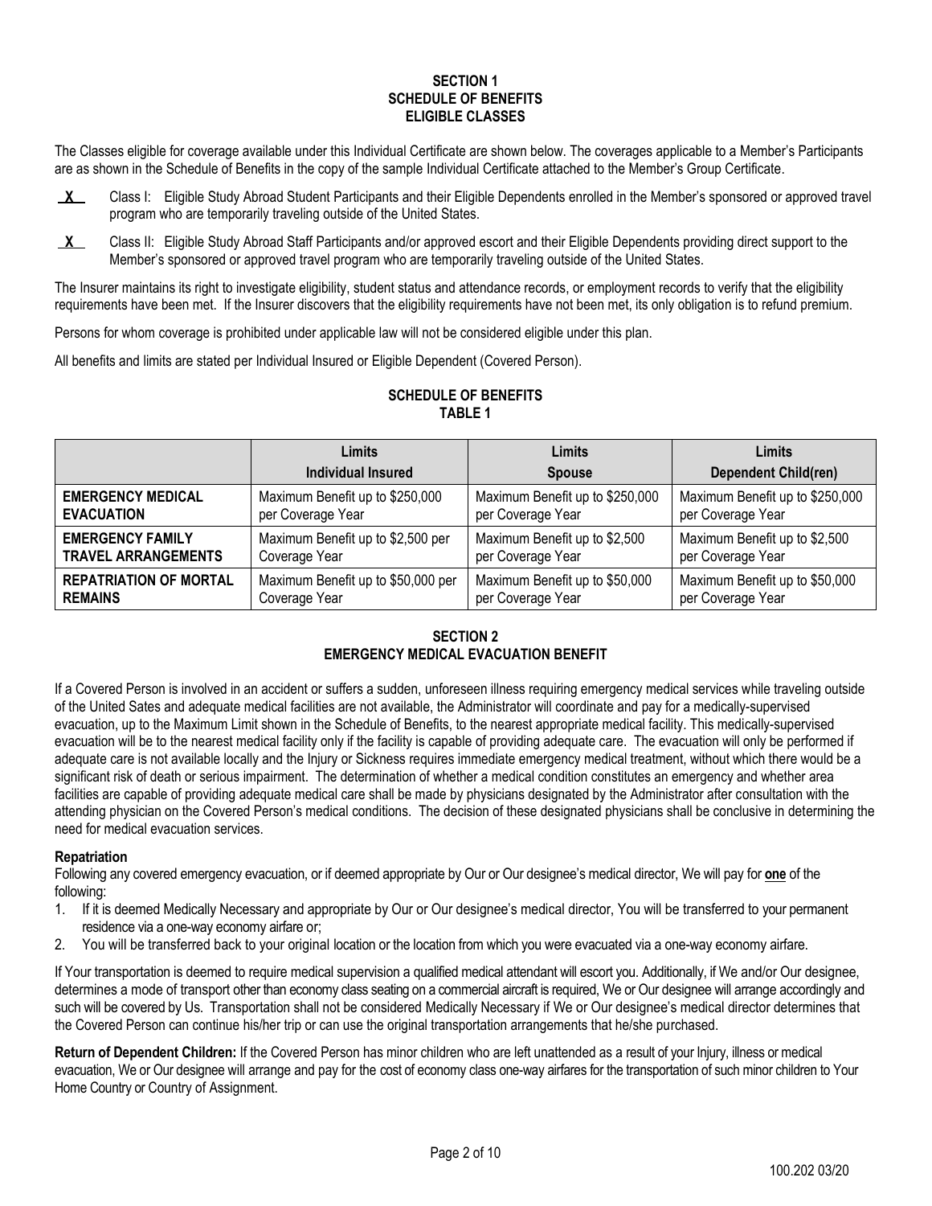## SECTION 1
## SCHEDULE OF BENEFITS
## ELIGIBLE CLASSES

The Classes eligible for coverage available under this Individual Certificate are shown below. The coverages applicable to a Member's Participants are as shown in the Schedule of Benefits in the copy of the sample Individual Certificate attached to the Member's Group Certificate.

**X** Class I: Eligible Study Abroad Student Participants and their Eligible Dependents enrolled in the Member's sponsored or approved travel program who are temporarily traveling outside of the United States.

**X** Class II: Eligible Study Abroad Staff Participants and/or approved escort and their Eligible Dependents providing direct support to the Member's sponsored or approved travel program who are temporarily traveling outside of the United States.

The Insurer maintains its right to investigate eligibility, student status and attendance records, or employment records to verify that the eligibility requirements have been met. If the Insurer discovers that the eligibility requirements have not been met, its only obligation is to refund premium.

Persons for whom coverage is prohibited under applicable law will not be considered eligible under this plan.

All benefits and limits are stated per Individual Insured or Eligible Dependent (Covered Person).

### SCHEDULE OF BENEFITS
### TABLE 1

| | Limits<br>Individual Insured | Limits<br>Spouse | Limits<br>Dependent Child(ren) |
|---|---|---|---|
| **EMERGENCY MEDICAL EVACUATION** | Maximum Benefit up to $250,000 per Coverage Year | Maximum Benefit up to $250,000 per Coverage Year | Maximum Benefit up to $250,000 per Coverage Year |
| **EMERGENCY FAMILY TRAVEL ARRANGEMENTS** | Maximum Benefit up to $2,500 per Coverage Year | Maximum Benefit up to $2,500 per Coverage Year | Maximum Benefit up to $2,500 per Coverage Year |
| **REPATRIATION OF MORTAL REMAINS** | Maximum Benefit up to $50,000 per Coverage Year | Maximum Benefit up to $50,000 per Coverage Year | Maximum Benefit up to $50,000 per Coverage Year |

## SECTION 2
## EMERGENCY MEDICAL EVACUATION BENEFIT

If a Covered Person is involved in an accident or suffers a sudden, unforeseen illness requiring emergency medical services while traveling outside of the United Sates and adequate medical facilities are not available, the Administrator will coordinate and pay for a medically-supervised evacuation, up to the Maximum Limit shown in the Schedule of Benefits, to the nearest appropriate medical facility. This medically-supervised evacuation will be to the nearest medical facility only if the facility is capable of providing adequate care. The evacuation will only be performed if adequate care is not available locally and the Injury or Sickness requires immediate emergency medical treatment, without which there would be a significant risk of death or serious impairment. The determination of whether a medical condition constitutes an emergency and whether area facilities are capable of providing adequate medical care shall be made by physicians designated by the Administrator after consultation with the attending physician on the Covered Person's medical conditions. The decision of these designated physicians shall be conclusive in determining the need for medical evacuation services.

**Repatriation**

Following any covered emergency evacuation, or if deemed appropriate by Our or Our designee's medical director, We will pay for **one** of the following:

1. If it is deemed Medically Necessary and appropriate by Our or Our designee's medical director, You will be transferred to your permanent residence via a one-way economy airfare or;
2. You will be transferred back to your original location or the location from which you were evacuated via a one-way economy airfare.

If Your transportation is deemed to require medical supervision a qualified medical attendant will escort you. Additionally, if We and/or Our designee, determines a mode of transport other than economy class seating on a commercial aircraft is required, We or Our designee will arrange accordingly and such will be covered by Us. Transportation shall not be considered Medically Necessary if We or Our designee's medical director determines that the Covered Person can continue his/her trip or can use the original transportation arrangements that he/she purchased.

**Return of Dependent Children:** If the Covered Person has minor children who are left unattended as a result of your Injury, illness or medical evacuation, We or Our designee will arrange and pay for the cost of economy class one-way airfares for the transportation of such minor children to Your Home Country or Country of Assignment.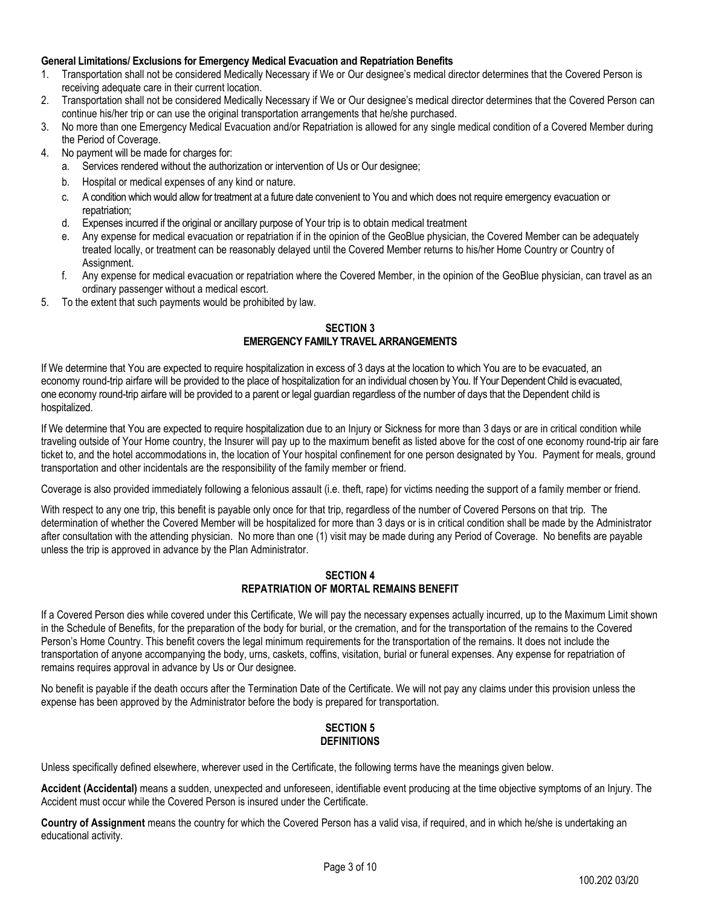**General Limitations/ Exclusions for Emergency Medical Evacuation and Repatriation Benefits**

1. Transportation shall not be considered Medically Necessary if We or Our designee's medical director determines that the Covered Person is receiving adequate care in their current location.
2. Transportation shall not be considered Medically Necessary if We or Our designee's medical director determines that the Covered Person can continue his/her trip or can use the original transportation arrangements that he/she purchased.
3. No more than one Emergency Medical Evacuation and/or Repatriation is allowed for any single medical condition of a Covered Member during the Period of Coverage.
4. No payment will be made for charges for:
   a. Services rendered without the authorization or intervention of Us or Our designee;
   b. Hospital or medical expenses of any kind or nature.
   c. A condition which would allow for treatment at a future date convenient to You and which does not require emergency evacuation or repatriation;
   d. Expenses incurred if the original or ancillary purpose of Your trip is to obtain medical treatment
   e. Any expense for medical evacuation or repatriation if in the opinion of the GeoBlue physician, the Covered Member can be adequately treated locally, or treatment can be reasonably delayed until the Covered Member returns to his/her Home Country or Country of Assignment.
   f. Any expense for medical evacuation or repatriation where the Covered Member, in the opinion of the GeoBlue physician, can travel as an ordinary passenger without a medical escort.
5. To the extent that such payments would be prohibited by law.

## SECTION 3
## EMERGENCY FAMILY TRAVEL ARRANGEMENTS

If We determine that You are expected to require hospitalization in excess of 3 days at the location to which You are to be evacuated, an economy round-trip airfare will be provided to the place of hospitalization for an individual chosen by You. If Your Dependent Child is evacuated, one economy round-trip airfare will be provided to a parent or legal guardian regardless of the number of days that the Dependent child is hospitalized.

If We determine that You are expected to require hospitalization due to an Injury or Sickness for more than 3 days or are in critical condition while traveling outside of Your Home country, the Insurer will pay up to the maximum benefit as listed above for the cost of one economy round-trip air fare ticket to, and the hotel accommodations in, the location of Your hospital confinement for one person designated by You. Payment for meals, ground transportation and other incidentals are the responsibility of the family member or friend.

Coverage is also provided immediately following a felonious assault (i.e. theft, rape) for victims needing the support of a family member or friend.

With respect to any one trip, this benefit is payable only once for that trip, regardless of the number of Covered Persons on that trip. The determination of whether the Covered Member will be hospitalized for more than 3 days or is in critical condition shall be made by the Administrator after consultation with the attending physician. No more than one (1) visit may be made during any Period of Coverage. No benefits are payable unless the trip is approved in advance by the Plan Administrator.

## SECTION 4
## REPATRIATION OF MORTAL REMAINS BENEFIT

If a Covered Person dies while covered under this Certificate, We will pay the necessary expenses actually incurred, up to the Maximum Limit shown in the Schedule of Benefits, for the preparation of the body for burial, or the cremation, and for the transportation of the remains to the Covered Person's Home Country. This benefit covers the legal minimum requirements for the transportation of the remains. It does not include the transportation of anyone accompanying the body, urns, caskets, coffins, visitation, burial or funeral expenses. Any expense for repatriation of remains requires approval in advance by Us or Our designee.

No benefit is payable if the death occurs after the Termination Date of the Certificate. We will not pay any claims under this provision unless the expense has been approved by the Administrator before the body is prepared for transportation.

## SECTION 5
## DEFINITIONS

Unless specifically defined elsewhere, wherever used in the Certificate, the following terms have the meanings given below.

**Accident (Accidental)** means a sudden, unexpected and unforeseen, identifiable event producing at the time objective symptoms of an Injury. The Accident must occur while the Covered Person is insured under the Certificate.

**Country of Assignment** means the country for which the Covered Person has a valid visa, if required, and in which he/she is undertaking an educational activity.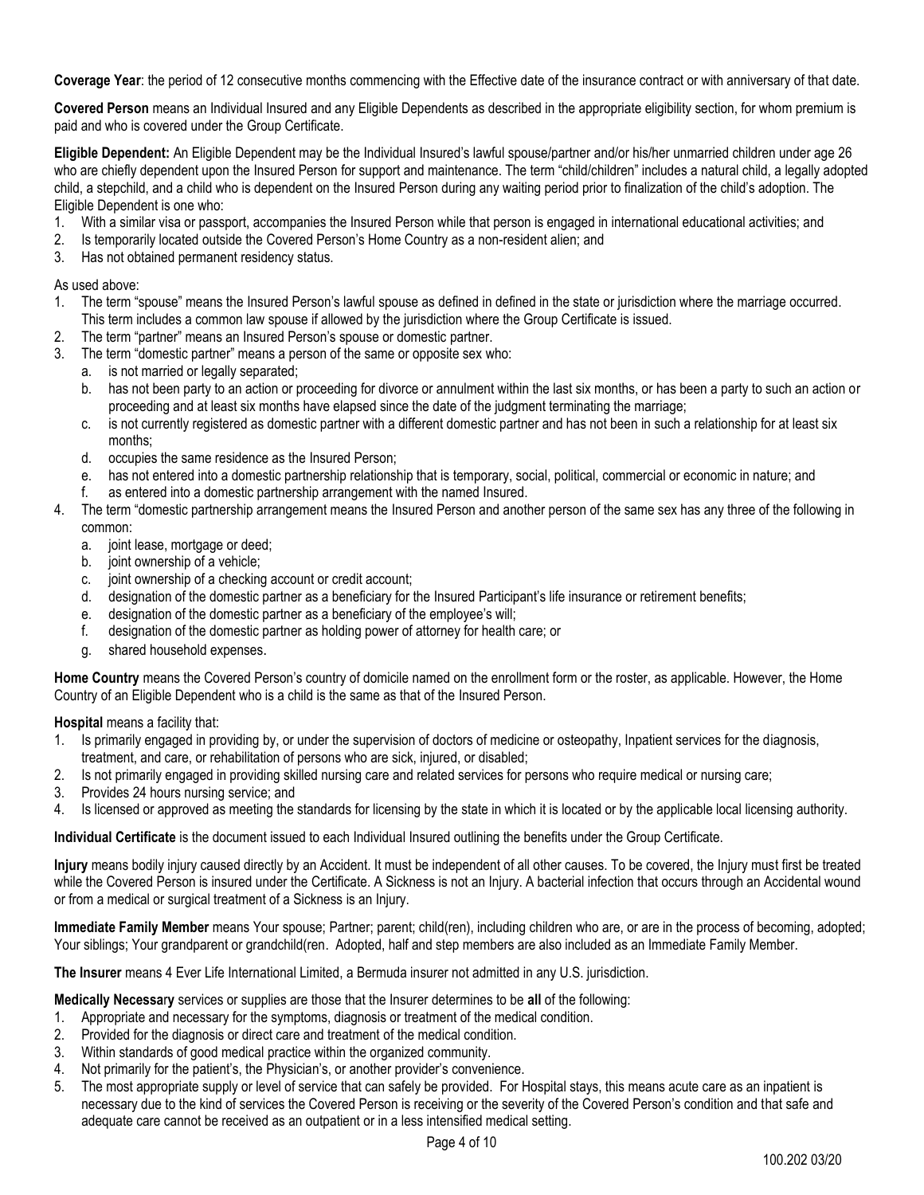**Coverage Year**: the period of 12 consecutive months commencing with the Effective date of the insurance contract or with anniversary of that date.

**Covered Person** means an Individual Insured and any Eligible Dependents as described in the appropriate eligibility section, for whom premium is paid and who is covered under the Group Certificate.

**Eligible Dependent:** An Eligible Dependent may be the Individual Insured's lawful spouse/partner and/or his/her unmarried children under age 26 who are chiefly dependent upon the Insured Person for support and maintenance. The term "child/children" includes a natural child, a legally adopted child, a stepchild, and a child who is dependent on the Insured Person during any waiting period prior to finalization of the child's adoption. The Eligible Dependent is one who:

1. With a similar visa or passport, accompanies the Insured Person while that person is engaged in international educational activities; and
2. Is temporarily located outside the Covered Person's Home Country as a non-resident alien; and
3. Has not obtained permanent residency status.

As used above:

1. The term "spouse" means the Insured Person's lawful spouse as defined in defined in the state or jurisdiction where the marriage occurred. This term includes a common law spouse if allowed by the jurisdiction where the Group Certificate is issued.
2. The term "partner" means an Insured Person's spouse or domestic partner.
3. The term "domestic partner" means a person of the same or opposite sex who:
   a. is not married or legally separated;
   b. has not been party to an action or proceeding for divorce or annulment within the last six months, or has been a party to such an action or proceeding and at least six months have elapsed since the date of the judgment terminating the marriage;
   c. is not currently registered as domestic partner with a different domestic partner and has not been in such a relationship for at least six months;
   d. occupies the same residence as the Insured Person;
   e. has not entered into a domestic partnership relationship that is temporary, social, political, commercial or economic in nature; and
   f. as entered into a domestic partnership arrangement with the named Insured.
4. The term "domestic partnership arrangement means the Insured Person and another person of the same sex has any three of the following in common:
   a. joint lease, mortgage or deed;
   b. joint ownership of a vehicle;
   c. joint ownership of a checking account or credit account;
   d. designation of the domestic partner as a beneficiary for the Insured Participant's life insurance or retirement benefits;
   e. designation of the domestic partner as a beneficiary of the employee's will;
   f. designation of the domestic partner as holding power of attorney for health care; or
   g. shared household expenses.

**Home Country** means the Covered Person's country of domicile named on the enrollment form or the roster, as applicable. However, the Home Country of an Eligible Dependent who is a child is the same as that of the Insured Person.

**Hospital** means a facility that:

1. Is primarily engaged in providing by, or under the supervision of doctors of medicine or osteopathy, Inpatient services for the diagnosis, treatment, and care, or rehabilitation of persons who are sick, injured, or disabled;
2. Is not primarily engaged in providing skilled nursing care and related services for persons who require medical or nursing care;
3. Provides 24 hours nursing service; and
4. Is licensed or approved as meeting the standards for licensing by the state in which it is located or by the applicable local licensing authority.

**Individual Certificate** is the document issued to each Individual Insured outlining the benefits under the Group Certificate.

**Injury** means bodily injury caused directly by an Accident. It must be independent of all other causes. To be covered, the Injury must first be treated while the Covered Person is insured under the Certificate. A Sickness is not an Injury. A bacterial infection that occurs through an Accidental wound or from a medical or surgical treatment of a Sickness is an Injury.

**Immediate Family Member** means Your spouse; Partner; parent; child(ren), including children who are, or are in the process of becoming, adopted; Your siblings; Your grandparent or grandchild(ren. Adopted, half and step members are also included as an Immediate Family Member.

**The Insurer** means 4 Ever Life International Limited, a Bermuda insurer not admitted in any U.S. jurisdiction.

**Medically Necessary** services or supplies are those that the Insurer determines to be **all** of the following:

1. Appropriate and necessary for the symptoms, diagnosis or treatment of the medical condition.
2. Provided for the diagnosis or direct care and treatment of the medical condition.
3. Within standards of good medical practice within the organized community.
4. Not primarily for the patient's, the Physician's, or another provider's convenience.
5. The most appropriate supply or level of service that can safely be provided. For Hospital stays, this means acute care as an inpatient is necessary due to the kind of services the Covered Person is receiving or the severity of the Covered Person's condition and that safe and adequate care cannot be received as an outpatient or in a less intensified medical setting.

100.202 03/20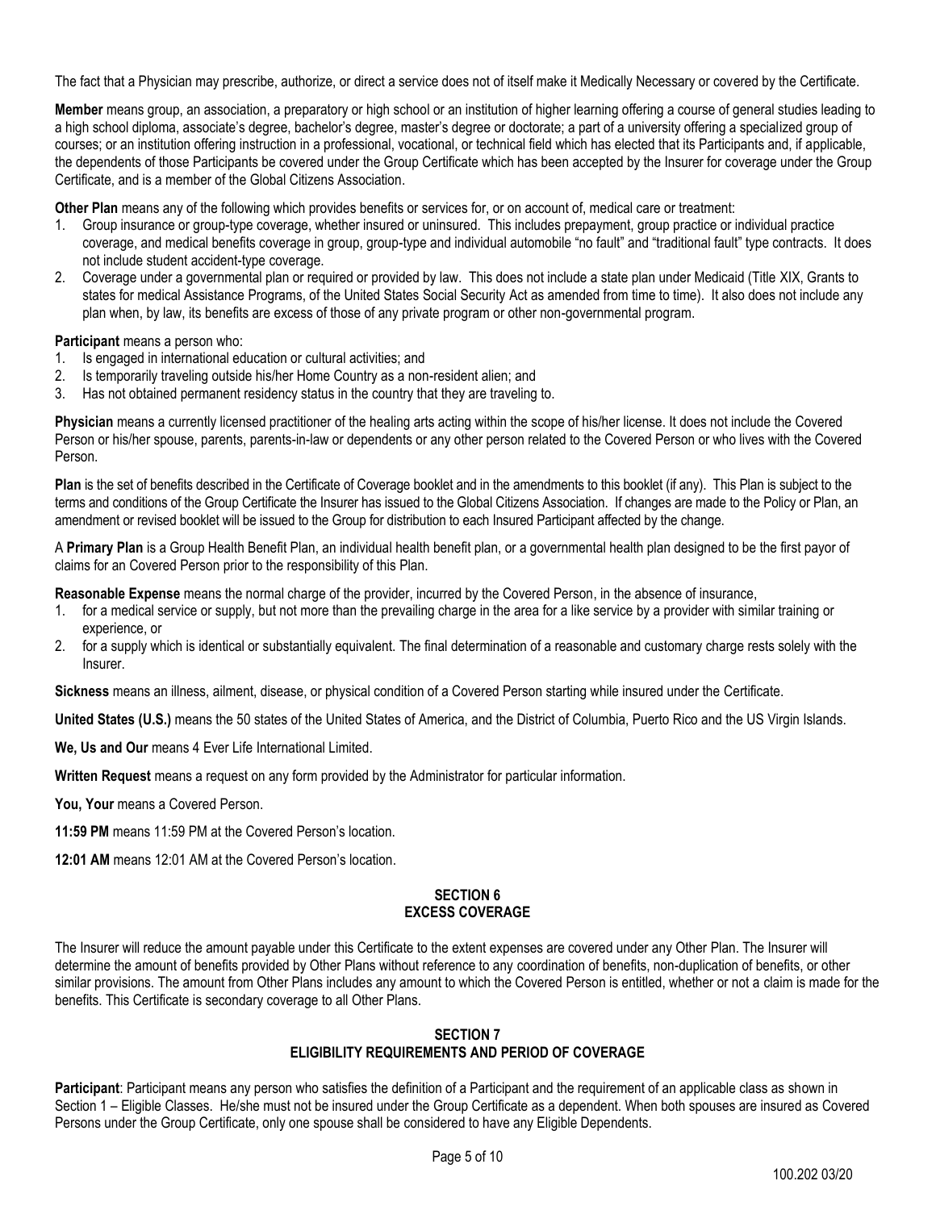The fact that a Physician may prescribe, authorize, or direct a service does not of itself make it Medically Necessary or covered by the Certificate.

**Member** means group, an association, a preparatory or high school or an institution of higher learning offering a course of general studies leading to a high school diploma, associate's degree, bachelor's degree, master's degree or doctorate; a part of a university offering a specialized group of courses; or an institution offering instruction in a professional, vocational, or technical field which has elected that its Participants and, if applicable, the dependents of those Participants be covered under the Group Certificate which has been accepted by the Insurer for coverage under the Group Certificate, and is a member of the Global Citizens Association.

**Other Plan** means any of the following which provides benefits or services for, or on account of, medical care or treatment:

1. Group insurance or group-type coverage, whether insured or uninsured. This includes prepayment, group practice or individual practice coverage, and medical benefits coverage in group, group-type and individual automobile "no fault" and "traditional fault" type contracts. It does not include student accident-type coverage.
2. Coverage under a governmental plan or required or provided by law. This does not include a state plan under Medicaid (Title XIX, Grants to states for medical Assistance Programs, of the United States Social Security Act as amended from time to time). It also does not include any plan when, by law, its benefits are excess of those of any private program or other non-governmental program.

**Participant** means a person who:

1. Is engaged in international education or cultural activities; and
2. Is temporarily traveling outside his/her Home Country as a non-resident alien; and
3. Has not obtained permanent residency status in the country that they are traveling to.

**Physician** means a currently licensed practitioner of the healing arts acting within the scope of his/her license. It does not include the Covered Person or his/her spouse, parents, parents-in-law or dependents or any other person related to the Covered Person or who lives with the Covered Person.

**Plan** is the set of benefits described in the Certificate of Coverage booklet and in the amendments to this booklet (if any). This Plan is subject to the terms and conditions of the Group Certificate the Insurer has issued to the Global Citizens Association. If changes are made to the Policy or Plan, an amendment or revised booklet will be issued to the Group for distribution to each Insured Participant affected by the change.

A **Primary Plan** is a Group Health Benefit Plan, an individual health benefit plan, or a governmental health plan designed to be the first payor of claims for an Covered Person prior to the responsibility of this Plan.

**Reasonable Expense** means the normal charge of the provider, incurred by the Covered Person, in the absence of insurance,

1. for a medical service or supply, but not more than the prevailing charge in the area for a like service by a provider with similar training or experience, or
2. for a supply which is identical or substantially equivalent. The final determination of a reasonable and customary charge rests solely with the Insurer.

**Sickness** means an illness, ailment, disease, or physical condition of a Covered Person starting while insured under the Certificate.

**United States (U.S.)** means the 50 states of the United States of America, and the District of Columbia, Puerto Rico and the US Virgin Islands.

**We, Us and Our** means 4 Ever Life International Limited.

**Written Request** means a request on any form provided by the Administrator for particular information.

**You, Your** means a Covered Person.

**11:59 PM** means 11:59 PM at the Covered Person's location.

**12:01 AM** means 12:01 AM at the Covered Person's location.

## SECTION 6
## EXCESS COVERAGE

The Insurer will reduce the amount payable under this Certificate to the extent expenses are covered under any Other Plan. The Insurer will determine the amount of benefits provided by Other Plans without reference to any coordination of benefits, non-duplication of benefits, or other similar provisions. The amount from Other Plans includes any amount to which the Covered Person is entitled, whether or not a claim is made for the benefits. This Certificate is secondary coverage to all Other Plans.

## SECTION 7
## ELIGIBILITY REQUIREMENTS AND PERIOD OF COVERAGE

**Participant**: Participant means any person who satisfies the definition of a Participant and the requirement of an applicable class as shown in Section 1 – Eligible Classes. He/she must not be insured under the Group Certificate as a dependent. When both spouses are insured as Covered Persons under the Group Certificate, only one spouse shall be considered to have any Eligible Dependents.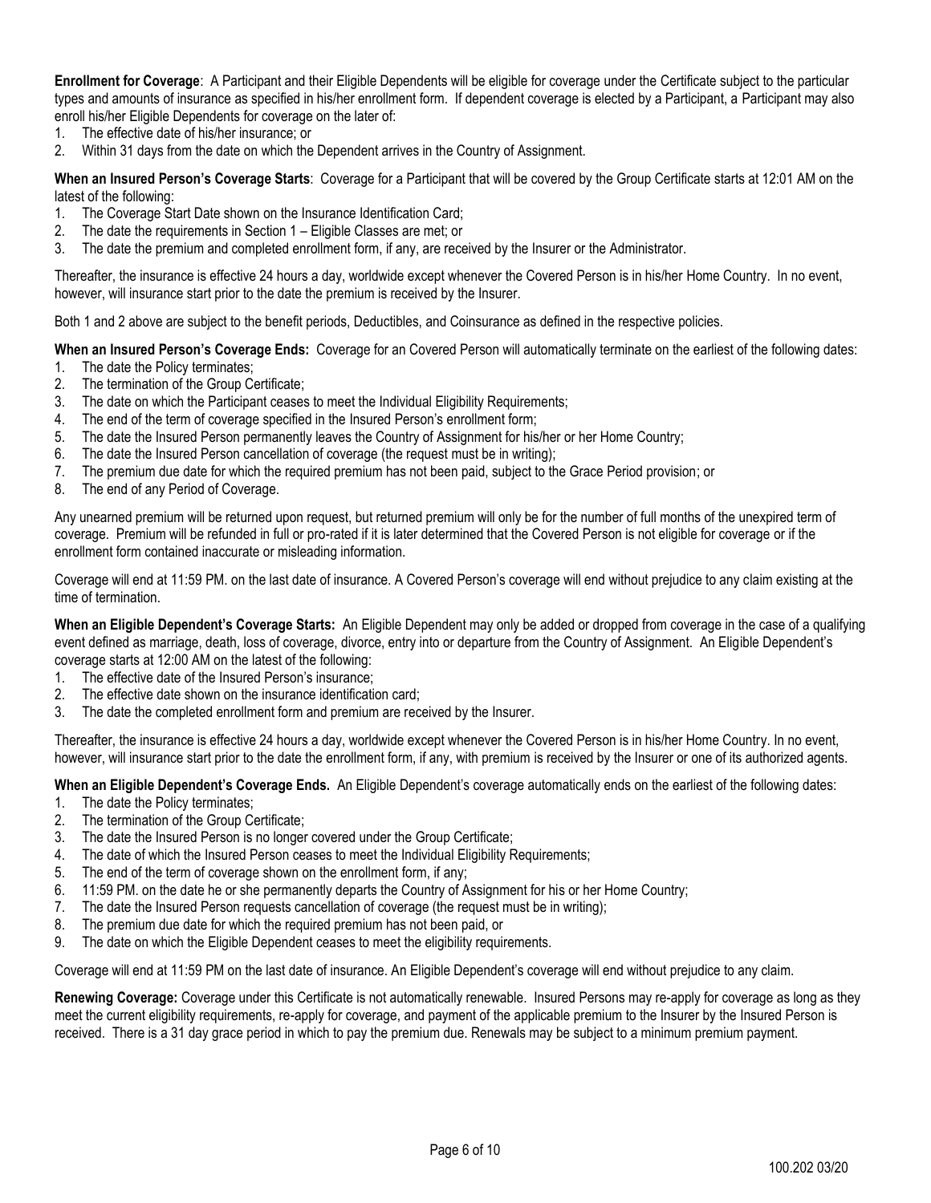**Enrollment for Coverage**: A Participant and their Eligible Dependents will be eligible for coverage under the Certificate subject to the particular types and amounts of insurance as specified in his/her enrollment form. If dependent coverage is elected by a Participant, a Participant may also enroll his/her Eligible Dependents for coverage on the later of:

1. The effective date of his/her insurance; or
2. Within 31 days from the date on which the Dependent arrives in the Country of Assignment.

**When an Insured Person's Coverage Starts**: Coverage for a Participant that will be covered by the Group Certificate starts at 12:01 AM on the latest of the following:

1. The Coverage Start Date shown on the Insurance Identification Card;
2. The date the requirements in Section 1 – Eligible Classes are met; or
3. The date the premium and completed enrollment form, if any, are received by the Insurer or the Administrator.

Thereafter, the insurance is effective 24 hours a day, worldwide except whenever the Covered Person is in his/her Home Country. In no event, however, will insurance start prior to the date the premium is received by the Insurer.

Both 1 and 2 above are subject to the benefit periods, Deductibles, and Coinsurance as defined in the respective policies.

**When an Insured Person's Coverage Ends:** Coverage for an Covered Person will automatically terminate on the earliest of the following dates:

1. The date the Policy terminates;
2. The termination of the Group Certificate;
3. The date on which the Participant ceases to meet the Individual Eligibility Requirements;
4. The end of the term of coverage specified in the Insured Person's enrollment form;
5. The date the Insured Person permanently leaves the Country of Assignment for his/her or her Home Country;
6. The date the Insured Person cancellation of coverage (the request must be in writing);
7. The premium due date for which the required premium has not been paid, subject to the Grace Period provision; or
8. The end of any Period of Coverage.

Any unearned premium will be returned upon request, but returned premium will only be for the number of full months of the unexpired term of coverage. Premium will be refunded in full or pro-rated if it is later determined that the Covered Person is not eligible for coverage or if the enrollment form contained inaccurate or misleading information.

Coverage will end at 11:59 PM. on the last date of insurance. A Covered Person's coverage will end without prejudice to any claim existing at the time of termination.

**When an Eligible Dependent's Coverage Starts:** An Eligible Dependent may only be added or dropped from coverage in the case of a qualifying event defined as marriage, death, loss of coverage, divorce, entry into or departure from the Country of Assignment. An Eligible Dependent's coverage starts at 12:00 AM on the latest of the following:

1. The effective date of the Insured Person's insurance;
2. The effective date shown on the insurance identification card;
3. The date the completed enrollment form and premium are received by the Insurer.

Thereafter, the insurance is effective 24 hours a day, worldwide except whenever the Covered Person is in his/her Home Country. In no event, however, will insurance start prior to the date the enrollment form, if any, with premium is received by the Insurer or one of its authorized agents.

**When an Eligible Dependent's Coverage Ends.** An Eligible Dependent's coverage automatically ends on the earliest of the following dates:

1. The date the Policy terminates;
2. The termination of the Group Certificate;
3. The date the Insured Person is no longer covered under the Group Certificate;
4. The date of which the Insured Person ceases to meet the Individual Eligibility Requirements;
5. The end of the term of coverage shown on the enrollment form, if any;
6. 11:59 PM. on the date he or she permanently departs the Country of Assignment for his or her Home Country;
7. The date the Insured Person requests cancellation of coverage (the request must be in writing);
8. The premium due date for which the required premium has not been paid, or
9. The date on which the Eligible Dependent ceases to meet the eligibility requirements.

Coverage will end at 11:59 PM on the last date of insurance. An Eligible Dependent's coverage will end without prejudice to any claim.

**Renewing Coverage:** Coverage under this Certificate is not automatically renewable. Insured Persons may re-apply for coverage as long as they meet the current eligibility requirements, re-apply for coverage, and payment of the applicable premium to the Insurer by the Insured Person is received. There is a 31 day grace period in which to pay the premium due. Renewals may be subject to a minimum premium payment.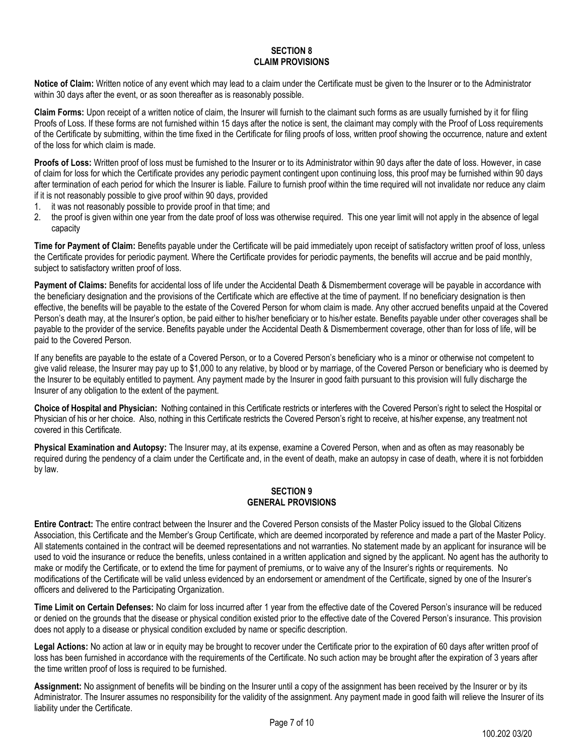## SECTION 8
## CLAIM PROVISIONS

**Notice of Claim:** Written notice of any event which may lead to a claim under the Certificate must be given to the Insurer or to the Administrator within 30 days after the event, or as soon thereafter as is reasonably possible.

**Claim Forms:** Upon receipt of a written notice of claim, the Insurer will furnish to the claimant such forms as are usually furnished by it for filing Proofs of Loss. If these forms are not furnished within 15 days after the notice is sent, the claimant may comply with the Proof of Loss requirements of the Certificate by submitting, within the time fixed in the Certificate for filing proofs of loss, written proof showing the occurrence, nature and extent of the loss for which claim is made.

**Proofs of Loss:** Written proof of loss must be furnished to the Insurer or to its Administrator within 90 days after the date of loss. However, in case of claim for loss for which the Certificate provides any periodic payment contingent upon continuing loss, this proof may be furnished within 90 days after termination of each period for which the Insurer is liable. Failure to furnish proof within the time required will not invalidate nor reduce any claim if it is not reasonably possible to give proof within 90 days, provided

1. it was not reasonably possible to provide proof in that time; and
2. the proof is given within one year from the date proof of loss was otherwise required. This one year limit will not apply in the absence of legal capacity

**Time for Payment of Claim:** Benefits payable under the Certificate will be paid immediately upon receipt of satisfactory written proof of loss, unless the Certificate provides for periodic payment. Where the Certificate provides for periodic payments, the benefits will accrue and be paid monthly, subject to satisfactory written proof of loss.

**Payment of Claims:** Benefits for accidental loss of life under the Accidental Death & Dismemberment coverage will be payable in accordance with the beneficiary designation and the provisions of the Certificate which are effective at the time of payment. If no beneficiary designation is then effective, the benefits will be payable to the estate of the Covered Person for whom claim is made. Any other accrued benefits unpaid at the Covered Person's death may, at the Insurer's option, be paid either to his/her beneficiary or to his/her estate. Benefits payable under other coverages shall be payable to the provider of the service. Benefits payable under the Accidental Death & Dismemberment coverage, other than for loss of life, will be paid to the Covered Person.

If any benefits are payable to the estate of a Covered Person, or to a Covered Person's beneficiary who is a minor or otherwise not competent to give valid release, the Insurer may pay up to $1,000 to any relative, by blood or by marriage, of the Covered Person or beneficiary who is deemed by the Insurer to be equitably entitled to payment. Any payment made by the Insurer in good faith pursuant to this provision will fully discharge the Insurer of any obligation to the extent of the payment.

**Choice of Hospital and Physician:** Nothing contained in this Certificate restricts or interferes with the Covered Person's right to select the Hospital or Physician of his or her choice. Also, nothing in this Certificate restricts the Covered Person's right to receive, at his/her expense, any treatment not covered in this Certificate.

**Physical Examination and Autopsy:** The Insurer may, at its expense, examine a Covered Person, when and as often as may reasonably be required during the pendency of a claim under the Certificate and, in the event of death, make an autopsy in case of death, where it is not forbidden by law.

## SECTION 9
## GENERAL PROVISIONS

**Entire Contract:** The entire contract between the Insurer and the Covered Person consists of the Master Policy issued to the Global Citizens Association, this Certificate and the Member's Group Certificate, which are deemed incorporated by reference and made a part of the Master Policy. All statements contained in the contract will be deemed representations and not warranties. No statement made by an applicant for insurance will be used to void the insurance or reduce the benefits, unless contained in a written application and signed by the applicant. No agent has the authority to make or modify the Certificate, or to extend the time for payment of premiums, or to waive any of the Insurer's rights or requirements. No modifications of the Certificate will be valid unless evidenced by an endorsement or amendment of the Certificate, signed by one of the Insurer's officers and delivered to the Participating Organization.

**Time Limit on Certain Defenses:** No claim for loss incurred after 1 year from the effective date of the Covered Person's insurance will be reduced or denied on the grounds that the disease or physical condition existed prior to the effective date of the Covered Person's insurance. This provision does not apply to a disease or physical condition excluded by name or specific description.

**Legal Actions:** No action at law or in equity may be brought to recover under the Certificate prior to the expiration of 60 days after written proof of loss has been furnished in accordance with the requirements of the Certificate. No such action may be brought after the expiration of 3 years after the time written proof of loss is required to be furnished.

**Assignment:** No assignment of benefits will be binding on the Insurer until a copy of the assignment has been received by the Insurer or by its Administrator. The Insurer assumes no responsibility for the validity of the assignment. Any payment made in good faith will relieve the Insurer of its liability under the Certificate.

100.202 03/20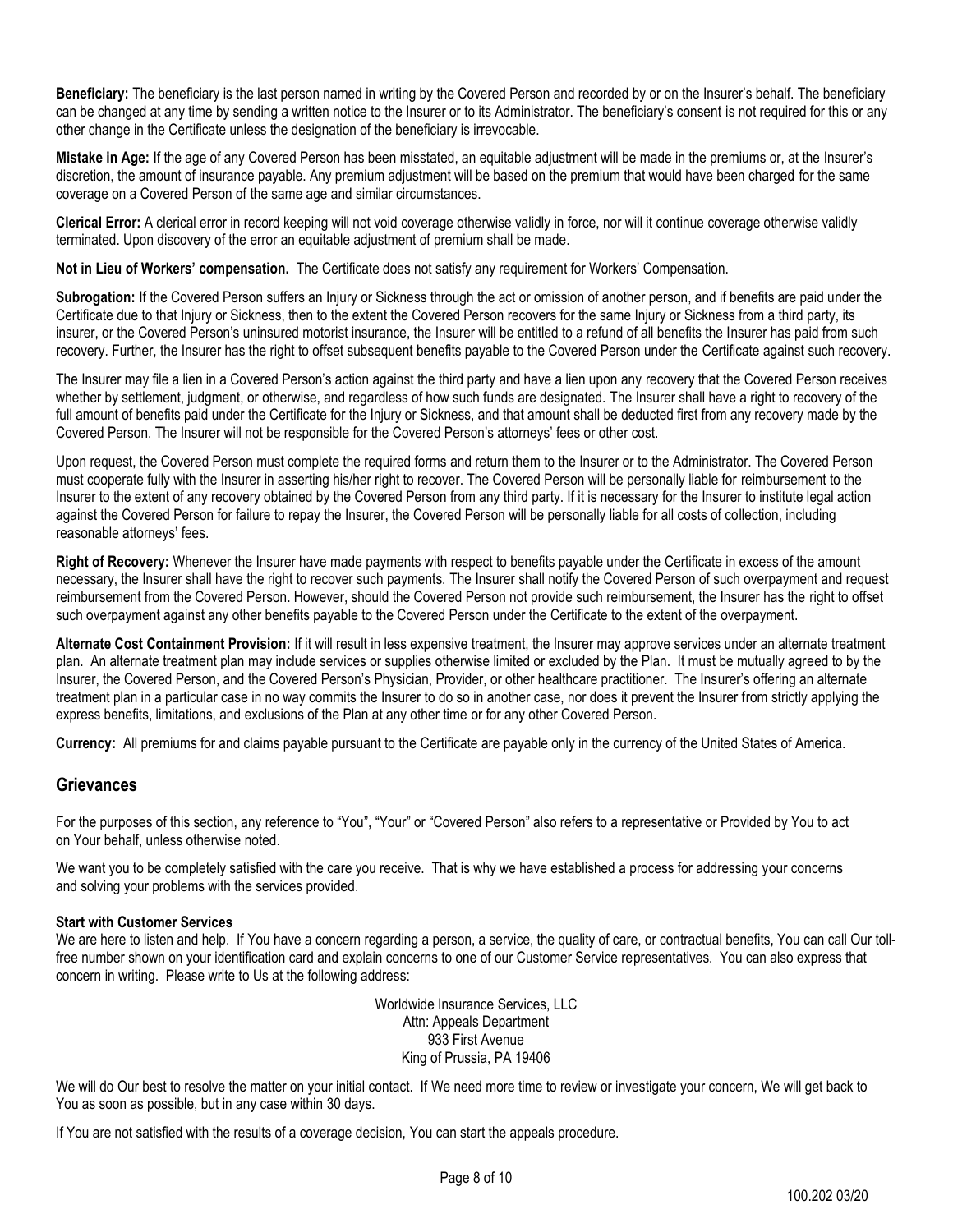**Beneficiary:** The beneficiary is the last person named in writing by the Covered Person and recorded by or on the Insurer's behalf. The beneficiary can be changed at any time by sending a written notice to the Insurer or to its Administrator. The beneficiary's consent is not required for this or any other change in the Certificate unless the designation of the beneficiary is irrevocable.

**Mistake in Age:** If the age of any Covered Person has been misstated, an equitable adjustment will be made in the premiums or, at the Insurer's discretion, the amount of insurance payable. Any premium adjustment will be based on the premium that would have been charged for the same coverage on a Covered Person of the same age and similar circumstances.

**Clerical Error:** A clerical error in record keeping will not void coverage otherwise validly in force, nor will it continue coverage otherwise validly terminated. Upon discovery of the error an equitable adjustment of premium shall be made.

**Not in Lieu of Workers' compensation.** The Certificate does not satisfy any requirement for Workers' Compensation.

**Subrogation:** If the Covered Person suffers an Injury or Sickness through the act or omission of another person, and if benefits are paid under the Certificate due to that Injury or Sickness, then to the extent the Covered Person recovers for the same Injury or Sickness from a third party, its insurer, or the Covered Person's uninsured motorist insurance, the Insurer will be entitled to a refund of all benefits the Insurer has paid from such recovery. Further, the Insurer has the right to offset subsequent benefits payable to the Covered Person under the Certificate against such recovery.

The Insurer may file a lien in a Covered Person's action against the third party and have a lien upon any recovery that the Covered Person receives whether by settlement, judgment, or otherwise, and regardless of how such funds are designated. The Insurer shall have a right to recovery of the full amount of benefits paid under the Certificate for the Injury or Sickness, and that amount shall be deducted first from any recovery made by the Covered Person. The Insurer will not be responsible for the Covered Person's attorneys' fees or other cost.

Upon request, the Covered Person must complete the required forms and return them to the Insurer or to the Administrator. The Covered Person must cooperate fully with the Insurer in asserting his/her right to recover. The Covered Person will be personally liable for reimbursement to the Insurer to the extent of any recovery obtained by the Covered Person from any third party. If it is necessary for the Insurer to institute legal action against the Covered Person for failure to repay the Insurer, the Covered Person will be personally liable for all costs of collection, including reasonable attorneys' fees.

**Right of Recovery:** Whenever the Insurer have made payments with respect to benefits payable under the Certificate in excess of the amount necessary, the Insurer shall have the right to recover such payments. The Insurer shall notify the Covered Person of such overpayment and request reimbursement from the Covered Person. However, should the Covered Person not provide such reimbursement, the Insurer has the right to offset such overpayment against any other benefits payable to the Covered Person under the Certificate to the extent of the overpayment.

**Alternate Cost Containment Provision:** If it will result in less expensive treatment, the Insurer may approve services under an alternate treatment plan. An alternate treatment plan may include services or supplies otherwise limited or excluded by the Plan. It must be mutually agreed to by the Insurer, the Covered Person, and the Covered Person's Physician, Provider, or other healthcare practitioner. The Insurer's offering an alternate treatment plan in a particular case in no way commits the Insurer to do so in another case, nor does it prevent the Insurer from strictly applying the express benefits, limitations, and exclusions of the Plan at any other time or for any other Covered Person.

**Currency:** All premiums for and claims payable pursuant to the Certificate are payable only in the currency of the United States of America.

## Grievances

For the purposes of this section, any reference to "You", "Your" or "Covered Person" also refers to a representative or Provided by You to act on Your behalf, unless otherwise noted.

We want you to be completely satisfied with the care you receive. That is why we have established a process for addressing your concerns and solving your problems with the services provided.

**Start with Customer Services**

We are here to listen and help. If You have a concern regarding a person, a service, the quality of care, or contractual benefits, You can call Our toll-free number shown on your identification card and explain concerns to one of our Customer Service representatives. You can also express that concern in writing. Please write to Us at the following address:

Worldwide Insurance Services, LLC
Attn: Appeals Department
933 First Avenue
King of Prussia, PA 19406

We will do Our best to resolve the matter on your initial contact. If We need more time to review or investigate your concern, We will get back to You as soon as possible, but in any case within 30 days.

If You are not satisfied with the results of a coverage decision, You can start the appeals procedure.

100.202 03/20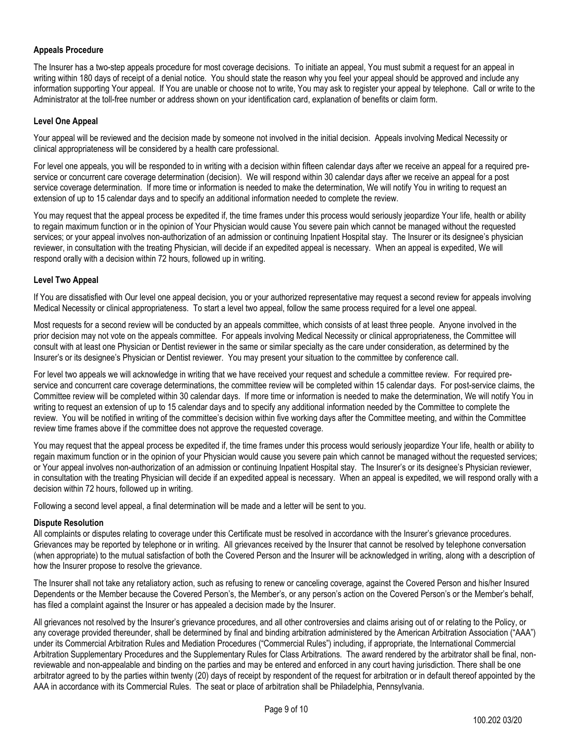**Appeals Procedure**

The Insurer has a two-step appeals procedure for most coverage decisions. To initiate an appeal, You must submit a request for an appeal in writing within 180 days of receipt of a denial notice. You should state the reason why you feel your appeal should be approved and include any information supporting Your appeal. If You are unable or choose not to write, You may ask to register your appeal by telephone. Call or write to the Administrator at the toll-free number or address shown on your identification card, explanation of benefits or claim form.

**Level One Appeal**

Your appeal will be reviewed and the decision made by someone not involved in the initial decision. Appeals involving Medical Necessity or clinical appropriateness will be considered by a health care professional.

For level one appeals, you will be responded to in writing with a decision within fifteen calendar days after we receive an appeal for a required pre-service or concurrent care coverage determination (decision). We will respond within 30 calendar days after we receive an appeal for a post service coverage determination. If more time or information is needed to make the determination, We will notify You in writing to request an extension of up to 15 calendar days and to specify an additional information needed to complete the review.

You may request that the appeal process be expedited if, the time frames under this process would seriously jeopardize Your life, health or ability to regain maximum function or in the opinion of Your Physician would cause You severe pain which cannot be managed without the requested services; or your appeal involves non-authorization of an admission or continuing Inpatient Hospital stay. The Insurer or its designee's physician reviewer, in consultation with the treating Physician, will decide if an expedited appeal is necessary. When an appeal is expedited, We will respond orally with a decision within 72 hours, followed up in writing.

**Level Two Appeal**

If You are dissatisfied with Our level one appeal decision, you or your authorized representative may request a second review for appeals involving Medical Necessity or clinical appropriateness. To start a level two appeal, follow the same process required for a level one appeal.

Most requests for a second review will be conducted by an appeals committee, which consists of at least three people. Anyone involved in the prior decision may not vote on the appeals committee. For appeals involving Medical Necessity or clinical appropriateness, the Committee will consult with at least one Physician or Dentist reviewer in the same or similar specialty as the care under consideration, as determined by the Insurer's or its designee's Physician or Dentist reviewer. You may present your situation to the committee by conference call.

For level two appeals we will acknowledge in writing that we have received your request and schedule a committee review. For required pre-service and concurrent care coverage determinations, the committee review will be completed within 15 calendar days. For post-service claims, the Committee review will be completed within 30 calendar days. If more time or information is needed to make the determination, We will notify You in writing to request an extension of up to 15 calendar days and to specify any additional information needed by the Committee to complete the review. You will be notified in writing of the committee's decision within five working days after the Committee meeting, and within the Committee review time frames above if the committee does not approve the requested coverage.

You may request that the appeal process be expedited if, the time frames under this process would seriously jeopardize Your life, health or ability to regain maximum function or in the opinion of your Physician would cause you severe pain which cannot be managed without the requested services; or Your appeal involves non-authorization of an admission or continuing Inpatient Hospital stay. The Insurer's or its designee's Physician reviewer, in consultation with the treating Physician will decide if an expedited appeal is necessary. When an appeal is expedited, we will respond orally with a decision within 72 hours, followed up in writing.

Following a second level appeal, a final determination will be made and a letter will be sent to you.

**Dispute Resolution**

All complaints or disputes relating to coverage under this Certificate must be resolved in accordance with the Insurer's grievance procedures. Grievances may be reported by telephone or in writing. All grievances received by the Insurer that cannot be resolved by telephone conversation (when appropriate) to the mutual satisfaction of both the Covered Person and the Insurer will be acknowledged in writing, along with a description of how the Insurer propose to resolve the grievance.

The Insurer shall not take any retaliatory action, such as refusing to renew or canceling coverage, against the Covered Person and his/her Insured Dependents or the Member because the Covered Person's, the Member's, or any person's action on the Covered Person's or the Member's behalf, has filed a complaint against the Insurer or has appealed a decision made by the Insurer.

All grievances not resolved by the Insurer's grievance procedures, and all other controversies and claims arising out of or relating to the Policy, or any coverage provided thereunder, shall be determined by final and binding arbitration administered by the American Arbitration Association ("AAA") under its Commercial Arbitration Rules and Mediation Procedures ("Commercial Rules") including, if appropriate, the International Commercial Arbitration Supplementary Procedures and the Supplementary Rules for Class Arbitrations. The award rendered by the arbitrator shall be final, non-reviewable and non-appealable and binding on the parties and may be entered and enforced in any court having jurisdiction. There shall be one arbitrator agreed to by the parties within twenty (20) days of receipt by respondent of the request for arbitration or in default thereof appointed by the AAA in accordance with its Commercial Rules. The seat or place of arbitration shall be Philadelphia, Pennsylvania.

100.202 03/20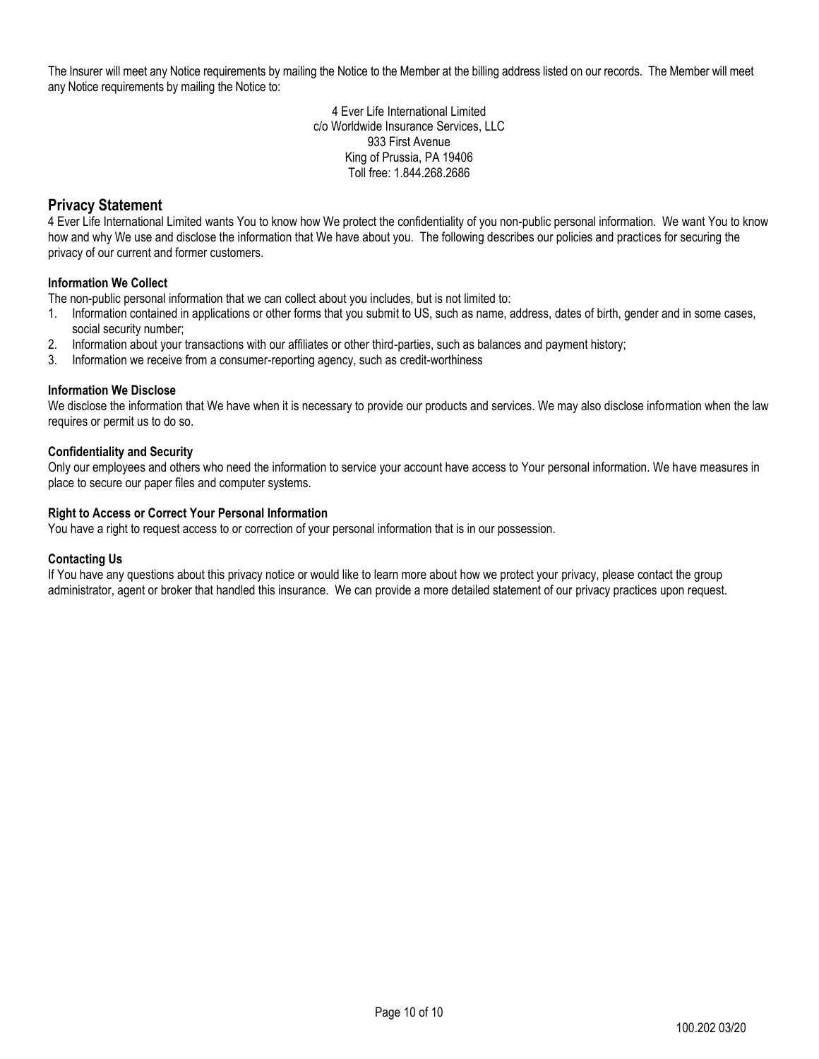The Insurer will meet any Notice requirements by mailing the Notice to the Member at the billing address listed on our records. The Member will meet any Notice requirements by mailing the Notice to:

4 Ever Life International Limited
c/o Worldwide Insurance Services, LLC
933 First Avenue
King of Prussia, PA 19406
Toll free: 1.844.268.2686

## Privacy Statement

4 Ever Life International Limited wants You to know how We protect the confidentiality of you non-public personal information. We want You to know how and why We use and disclose the information that We have about you. The following describes our policies and practices for securing the privacy of our current and former customers.

**Information We Collect**

The non-public personal information that we can collect about you includes, but is not limited to:

1. Information contained in applications or other forms that you submit to US, such as name, address, dates of birth, gender and in some cases, social security number;
2. Information about your transactions with our affiliates or other third-parties, such as balances and payment history;
3. Information we receive from a consumer-reporting agency, such as credit-worthiness

**Information We Disclose**

We disclose the information that We have when it is necessary to provide our products and services. We may also disclose information when the law requires or permit us to do so.

**Confidentiality and Security**

Only our employees and others who need the information to service your account have access to Your personal information. We have measures in place to secure our paper files and computer systems.

**Right to Access or Correct Your Personal Information**

You have a right to request access to or correction of your personal information that is in our possession.

**Contacting Us**

If You have any questions about this privacy notice or would like to learn more about how we protect your privacy, please contact the group administrator, agent or broker that handled this insurance. We can provide a more detailed statement of our privacy practices upon request.

100.202 03/20